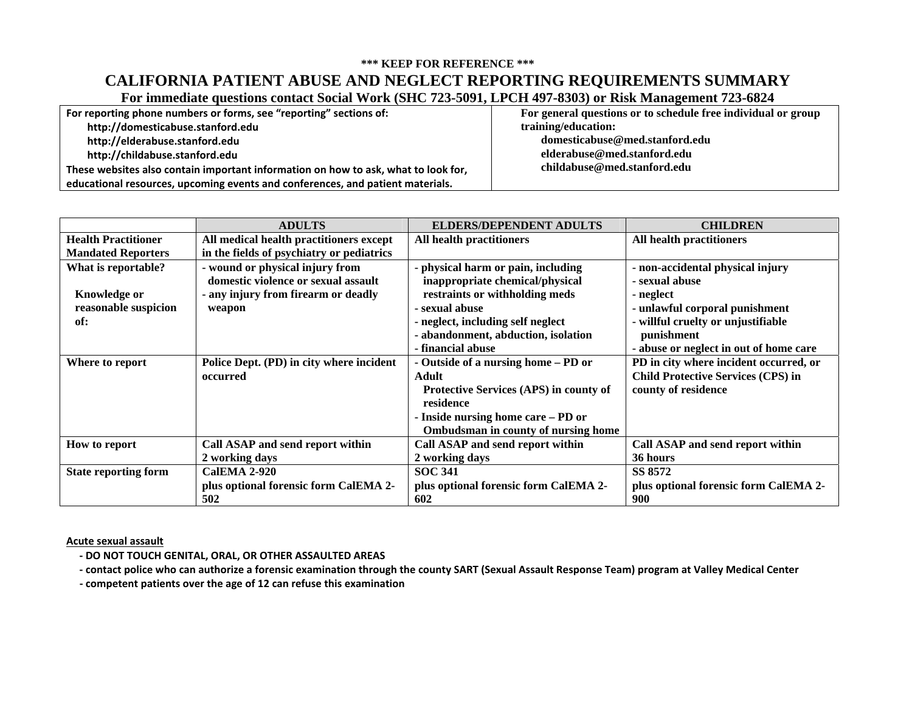**\*\*\* KEEP FOR REFERENCE \*\*\***

# CALIFORNIA PATIENT ABUSE AND NEGLECT REPORTING REQUIREMENTS SUMMARY

**For immediate questions contact Social Work (SHC 723-5091, LPCH 497-8303) or Risk Management 723-6824**

| For reporting phone numbers or forms, see "reporting" sections of: http://domesticabuse.stanford.edu http://elderabuse.stanford.edu http://childabuse.stanford.edu These websites also contain important information on how to ask, what to look for, educational resources, upcoming events and conferences, and patient materials. | For general questions or to schedule free individual or group training/education: domesticabuse@med.stanford.edu elderabuse@med.stanford.edu childabuse@med.stanford.edu |
|---|---|

| | ADULTS | ELDERS/DEPENDENT ADULTS | CHILDREN |
|---|---|---|---|
| **Health Practitioner Mandated Reporters** | All medical health practitioners except in the fields of psychiatry or pediatrics | All health practitioners | All health practitioners |
| **What is reportable?** Knowledge or reasonable suspicion of: | - wound or physical injury from domestic violence or sexual assault<br>- any injury from firearm or deadly weapon | - physical harm or pain, including inappropriate chemical/physical restraints or withholding meds<br>- sexual abuse<br>- neglect, including self neglect<br>- abandonment, abduction, isolation<br>- financial abuse | - non-accidental physical injury<br>- sexual abuse<br>- neglect<br>- unlawful corporal punishment<br>- willful cruelty or unjustifiable punishment<br>- abuse or neglect in out of home care |
| **Where to report** | Police Dept. (PD) in city where incident occurred | - Outside of a nursing home – PD or Adult Protective Services (APS) in county of residence<br>- Inside nursing home care – PD or Ombudsman in county of nursing home | PD in city where incident occurred, or Child Protective Services (CPS) in county of residence |
| **How to report** | Call ASAP and send report within 2 working days | Call ASAP and send report within 2 working days | Call ASAP and send report within 36 hours |
| **State reporting form** | CalEMA 2-920 plus optional forensic form CalEMA 2-502 | SOC 341 plus optional forensic form CalEMA 2-602 | SS 8572 plus optional forensic form CalEMA 2-900 |

**Acute sexual assault**

- **DO NOT TOUCH GENITAL, ORAL, OR OTHER ASSAULTED AREAS**
- **contact police who can authorize a forensic examination through the county SART (Sexual Assault Response Team) program at Valley Medical Center**
- **competent patients over the age of 12 can refuse this examination**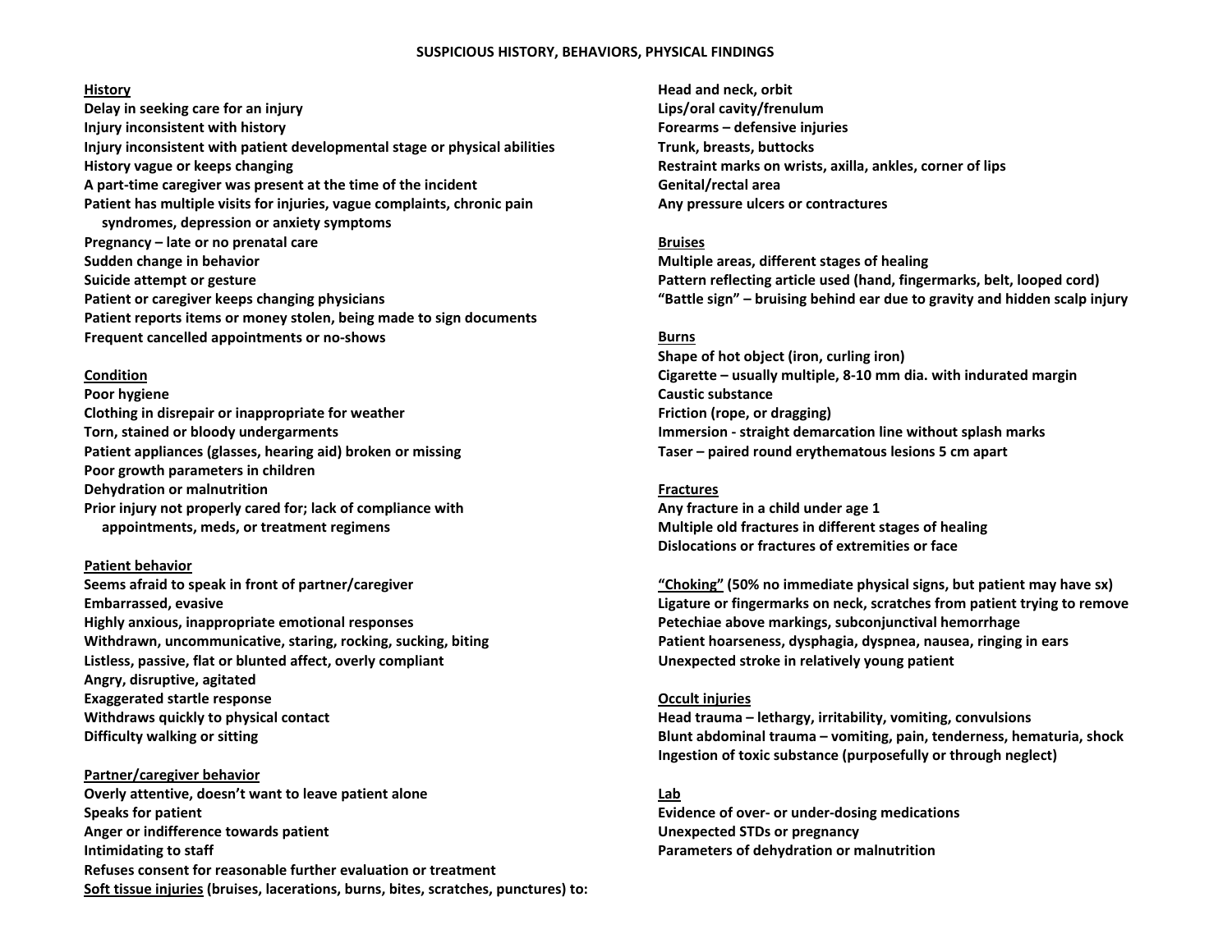# SUSPICIOUS HISTORY, BEHAVIORS, PHYSICAL FINDINGS

**History**

**Delay in seeking care for an injury**
**Injury inconsistent with history**
**Injury inconsistent with patient developmental stage or physical abilities**
**History vague or keeps changing**
**A part-time caregiver was present at the time of the incident**
**Patient has multiple visits for injuries, vague complaints, chronic pain syndromes, depression or anxiety symptoms**
**Pregnancy – late or no prenatal care**
**Sudden change in behavior**
**Suicide attempt or gesture**
**Patient or caregiver keeps changing physicians**
**Patient reports items or money stolen, being made to sign documents**
**Frequent cancelled appointments or no-shows**

**Condition**

**Poor hygiene**
**Clothing in disrepair or inappropriate for weather**
**Torn, stained or bloody undergarments**
**Patient appliances (glasses, hearing aid) broken or missing**
**Poor growth parameters in children**
**Dehydration or malnutrition**
**Prior injury not properly cared for; lack of compliance with appointments, meds, or treatment regimens**

**Patient behavior**

**Seems afraid to speak in front of partner/caregiver**
**Embarrassed, evasive**
**Highly anxious, inappropriate emotional responses**
**Withdrawn, uncommunicative, staring, rocking, sucking, biting**
**Listless, passive, flat or blunted affect, overly compliant**
**Angry, disruptive, agitated**
**Exaggerated startle response**
**Withdraws quickly to physical contact**
**Difficulty walking or sitting**

**Partner/caregiver behavior**

**Overly attentive, doesn't want to leave patient alone**
**Speaks for patient**
**Anger or indifference towards patient**
**Intimidating to staff**
**Refuses consent for reasonable further evaluation or treatment**

**Soft tissue injuries (bruises, lacerations, burns, bites, scratches, punctures) to:**

**Head and neck, orbit**
**Lips/oral cavity/frenulum**
**Forearms – defensive injuries**
**Trunk, breasts, buttocks**
**Restraint marks on wrists, axilla, ankles, corner of lips**
**Genital/rectal area**
**Any pressure ulcers or contractures**

**Bruises**

**Multiple areas, different stages of healing**
**Pattern reflecting article used (hand, fingermarks, belt, looped cord)**
**"Battle sign" – bruising behind ear due to gravity and hidden scalp injury**

**Burns**

**Shape of hot object (iron, curling iron)**
**Cigarette – usually multiple, 8-10 mm dia. with indurated margin**
**Caustic substance**
**Friction (rope, or dragging)**
**Immersion - straight demarcation line without splash marks**
**Taser – paired round erythematous lesions 5 cm apart**

**Fractures**

**Any fracture in a child under age 1**
**Multiple old fractures in different stages of healing**
**Dislocations or fractures of extremities or face**

**"Choking" (50% no immediate physical signs, but patient may have sx)**

**Ligature or fingermarks on neck, scratches from patient trying to remove**
**Petechiae above markings, subconjunctival hemorrhage**
**Patient hoarseness, dysphagia, dyspnea, nausea, ringing in ears**
**Unexpected stroke in relatively young patient**

**Occult injuries**

**Head trauma – lethargy, irritability, vomiting, convulsions**
**Blunt abdominal trauma – vomiting, pain, tenderness, hematuria, shock**
**Ingestion of toxic substance (purposefully or through neglect)**

**Lab**

**Evidence of over- or under-dosing medications**
**Unexpected STDs or pregnancy**
**Parameters of dehydration or malnutrition**